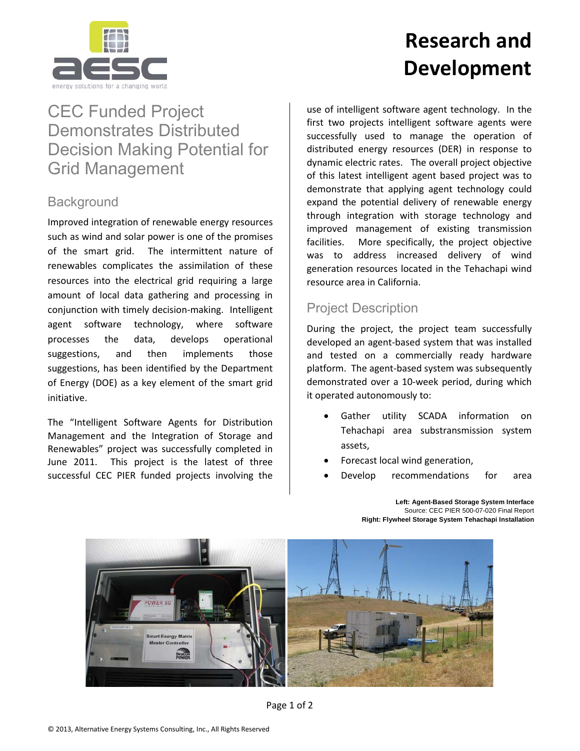# Research and Development

## CEC Funded Project Demonstrates Distributed Decision Making Potential for Grid Management

### Background

Improved integration of renewable energy resources such as wind and solar power is one of the promises of the smart grid. The intermittent nature of renewables complicates the assimilation of these resources into the electrical grid requiring a large amount of local data gathering and processing in conjunction with timely decision-making. Intelligent agent software technology, where software processes the data, develops operational suggestions, and then implements those suggestions, has been identified by the Department of Energy (DOE) as a key element of the smart grid initiative.

The "Intelligent Software Agents for Distribution Management and the Integration of Storage and Renewables" project was successfully completed in June 2011. This project is the latest of three successful CEC PIER funded projects involving the use of intelligent software agent technology. In the first two projects intelligent software agents were successfully used to manage the operation of distributed energy resources (DER) in response to dynamic electric rates. The overall project objective of this latest intelligent agent based project was to demonstrate that applying agent technology could expand the potential delivery of renewable energy through integration with storage technology and improved management of existing transmission facilities. More specifically, the project objective was to address increased delivery of wind generation resources located in the Tehachapi wind resource area in California.

### Project Description

During the project, the project team successfully developed an agent-based system that was installed and tested on a commercially ready hardware platform. The agent-based system was subsequently demonstrated over a 10-week period, during which it operated autonomously to:

- Gather utility SCADA information on Tehachapi area substransmission system assets,
- Forecast local wind generation,
- Develop recommendations for area

**Left: Agent-Based Storage System Interface**
Source: CEC PIER 500-07-020 Final Report
**Right: Flywheel Storage System Tehachapi Installation**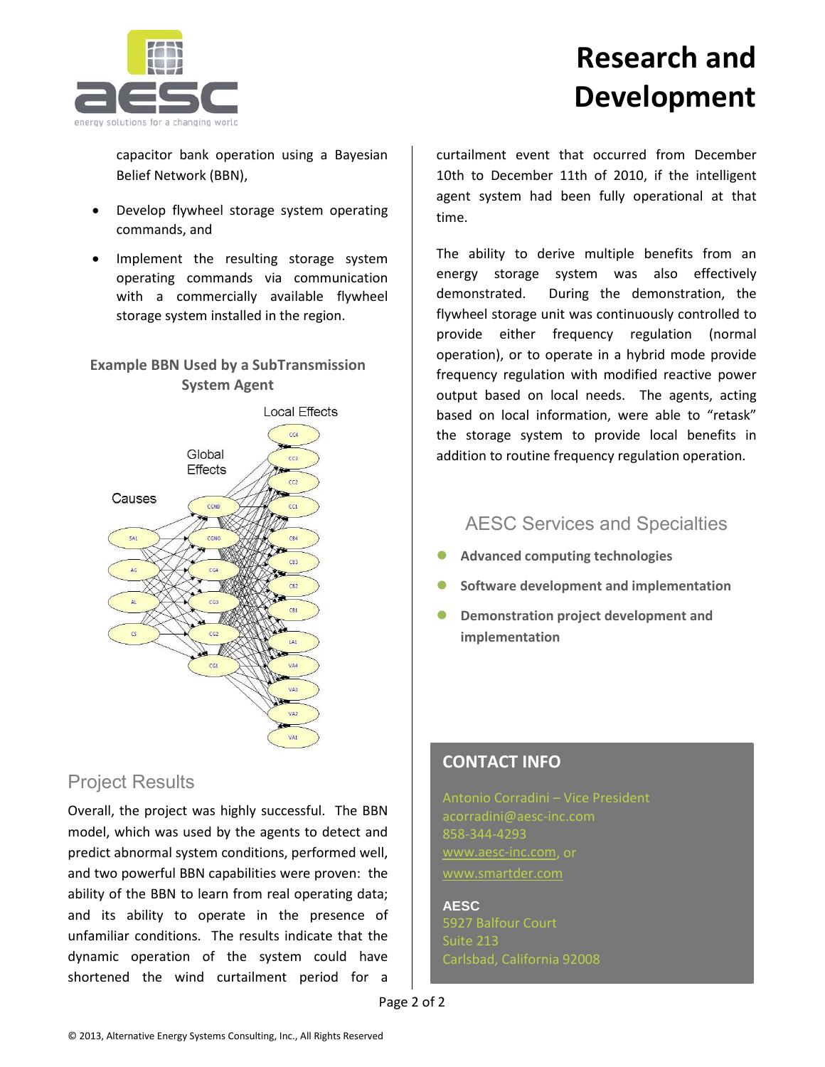# Research and Development

capacitor bank operation using a Bayesian Belief Network (BBN),

- Develop flywheel storage system operating commands, and
- Implement the resulting storage system operating commands via communication with a commercially available flywheel storage system installed in the region.

**Example BBN Used by a SubTransmission System Agent**

Local Effects

Global Effects

Causes

CC4
CC3
CC2
CC1
CB4
CB3
CB2
CB1
LA1
VA4
VA3
VA2
VA1

CGND
CGNO
CG4
CG3
CG2
CG1

SAL
AG
AL
CS

## Project Results

Overall, the project was highly successful. The BBN model, which was used by the agents to detect and predict abnormal system conditions, performed well, and two powerful BBN capabilities were proven: the ability of the BBN to learn from real operating data; and its ability to operate in the presence of unfamiliar conditions. The results indicate that the dynamic operation of the system could have shortened the wind curtailment period for a curtailment event that occurred from December 10th to December 11th of 2010, if the intelligent agent system had been fully operational at that time.

The ability to derive multiple benefits from an energy storage system was also effectively demonstrated. During the demonstration, the flywheel storage unit was continuously controlled to provide either frequency regulation (normal operation), or to operate in a hybrid mode provide frequency regulation with modified reactive power output based on local needs. The agents, acting based on local information, were able to "retask" the storage system to provide local benefits in addition to routine frequency regulation operation.

## AESC Services and Specialties

- **Advanced computing technologies**
- **Software development and implementation**
- **Demonstration project development and implementation**

## CONTACT INFO

Antonio Corradini – Vice President
acorradini@aesc-inc.com
858-344-4293
www.aesc-inc.com, or
www.smartder.com

**AESC**
5927 Balfour Court
Suite 213
Carlsbad, California 92008

© 2013, Alternative Energy Systems Consulting, Inc., All Rights Reserved